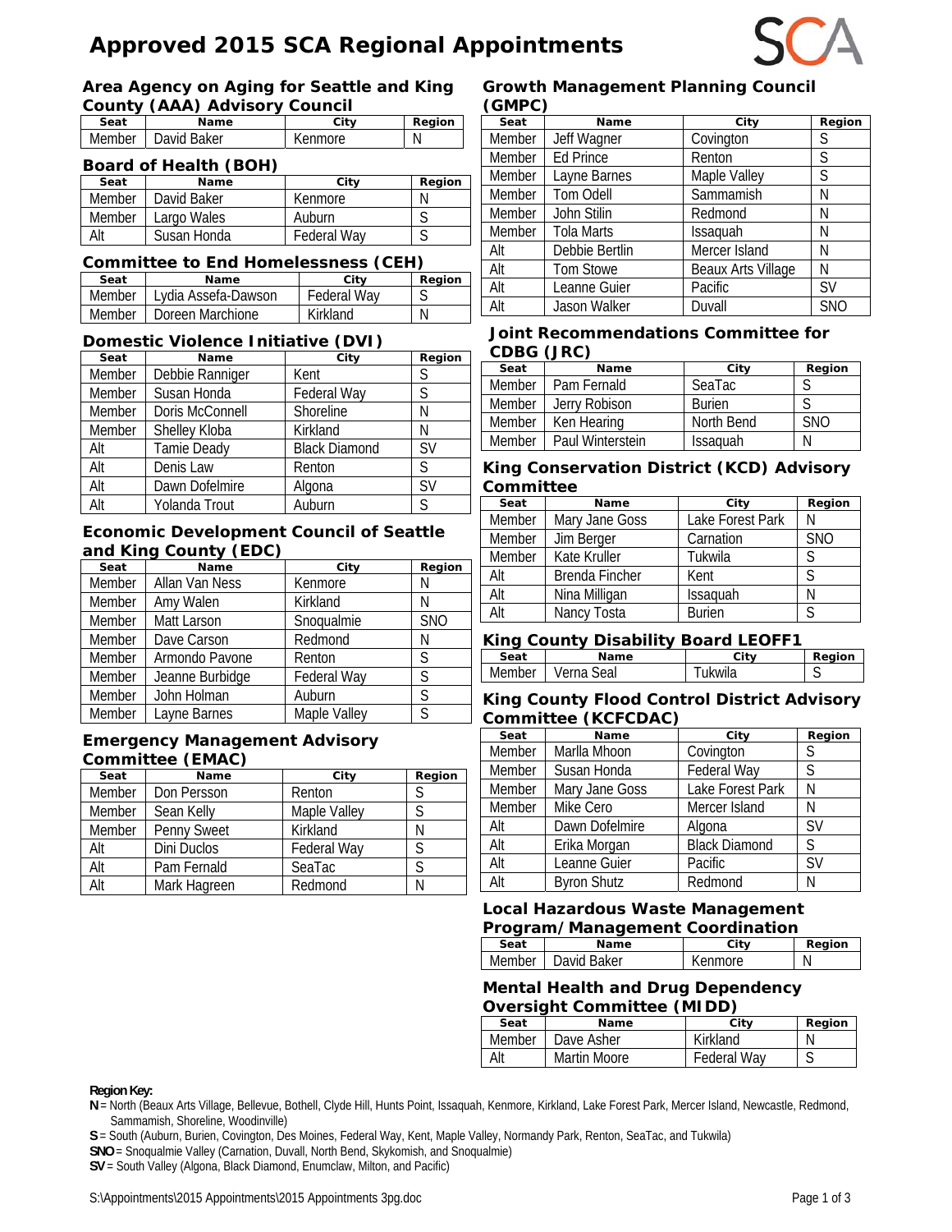# Approved 2015 SCA Regional Appointments

### Area Agency on Aging for Seattle and King County (AAA) Advisory Council

| Seat | Name | City | Region |
|---|---|---|---|
| Member | David Baker | Kenmore | N |

### Board of Health (BOH)

| Seat | Name | City | Region |
|---|---|---|---|
| Member | David Baker | Kenmore | N |
| Member | Largo Wales | Auburn | S |
| Alt | Susan Honda | Federal Way | S |

### Committee to End Homelessness (CEH)

| Seat | Name | City | Region |
|---|---|---|---|
| Member | Lydia Assefa-Dawson | Federal Way | S |
| Member | Doreen Marchione | Kirkland | N |

### Domestic Violence Initiative (DVI)

| Seat | Name | City | Region |
|---|---|---|---|
| Member | Debbie Ranniger | Kent | S |
| Member | Susan Honda | Federal Way | S |
| Member | Doris McConnell | Shoreline | N |
| Member | Shelley Kloba | Kirkland | N |
| Alt | Tamie Deady | Black Diamond | SV |
| Alt | Denis Law | Renton | S |
| Alt | Dawn Dofelmire | Algona | SV |
| Alt | Yolanda Trout | Auburn | S |

### Economic Development Council of Seattle and King County (EDC)

| Seat | Name | City | Region |
|---|---|---|---|
| Member | Allan Van Ness | Kenmore | N |
| Member | Amy Walen | Kirkland | N |
| Member | Matt Larson | Snoqualmie | SNO |
| Member | Dave Carson | Redmond | N |
| Member | Armondo Pavone | Renton | S |
| Member | Jeanne Burbidge | Federal Way | S |
| Member | John Holman | Auburn | S |
| Member | Layne Barnes | Maple Valley | S |

### Emergency Management Advisory Committee (EMAC)

| Seat | Name | City | Region |
|---|---|---|---|
| Member | Don Persson | Renton | S |
| Member | Sean Kelly | Maple Valley | S |
| Member | Penny Sweet | Kirkland | N |
| Alt | Dini Duclos | Federal Way | S |
| Alt | Pam Fernald | SeaTac | S |
| Alt | Mark Hagreen | Redmond | N |

### Growth Management Planning Council (GMPC)

| Seat | Name | City | Region |
|---|---|---|---|
| Member | Jeff Wagner | Covington | S |
| Member | Ed Prince | Renton | S |
| Member | Layne Barnes | Maple Valley | S |
| Member | Tom Odell | Sammamish | N |
| Member | John Stilin | Redmond | N |
| Member | Tola Marts | Issaquah | N |
| Alt | Debbie Bertlin | Mercer Island | N |
| Alt | Tom Stowe | Beaux Arts Village | N |
| Alt | Leanne Guier | Pacific | SV |
| Alt | Jason Walker | Duvall | SNO |

### Joint Recommendations Committee for CDBG (JRC)

| Seat | Name | City | Region |
|---|---|---|---|
| Member | Pam Fernald | SeaTac | S |
| Member | Jerry Robison | Burien | S |
| Member | Ken Hearing | North Bend | SNO |
| Member | Paul Winterstein | Issaquah | N |

### King Conservation District (KCD) Advisory Committee

| Seat | Name | City | Region |
|---|---|---|---|
| Member | Mary Jane Goss | Lake Forest Park | N |
| Member | Jim Berger | Carnation | SNO |
| Member | Kate Kruller | Tukwila | S |
| Alt | Brenda Fincher | Kent | S |
| Alt | Nina Milligan | Issaquah | N |
| Alt | Nancy Tosta | Burien | S |

### King County Disability Board LEOFF1

| Seat | Name | City | Region |
|---|---|---|---|
| Member | Verna Seal | Tukwila | S |

### King County Flood Control District Advisory Committee (KCFCDAC)

| Seat | Name | City | Region |
|---|---|---|---|
| Member | Marlla Mhoon | Covington | S |
| Member | Susan Honda | Federal Way | S |
| Member | Mary Jane Goss | Lake Forest Park | N |
| Member | Mike Cero | Mercer Island | N |
| Alt | Dawn Dofelmire | Algona | SV |
| Alt | Erika Morgan | Black Diamond | S |
| Alt | Leanne Guier | Pacific | SV |
| Alt | Byron Shutz | Redmond | N |

### Local Hazardous Waste Management Program/Management Coordination

| Seat | Name | City | Region |
|---|---|---|---|
| Member | David Baker | Kenmore | N |

### Mental Health and Drug Dependency Oversight Committee (MIDD)

| Seat | Name | City | Region |
|---|---|---|---|
| Member | Dave Asher | Kirkland | N |
| Alt | Martin Moore | Federal Way | S |

**Region Key:**

**N** = North (Beaux Arts Village, Bellevue, Bothell, Clyde Hill, Hunts Point, Issaquah, Kenmore, Kirkland, Lake Forest Park, Mercer Island, Newcastle, Redmond, Sammamish, Shoreline, Woodinville)

**S** = South (Auburn, Burien, Covington, Des Moines, Federal Way, Kent, Maple Valley, Normandy Park, Renton, SeaTac, and Tukwila)

**SNO** = Snoqualmie Valley (Carnation, Duvall, North Bend, Skykomish, and Snoqualmie)

**SV** = South Valley (Algona, Black Diamond, Enumclaw, Milton, and Pacific)

S:\Appointments\2015 Appointments\2015 Appointments 3pg.doc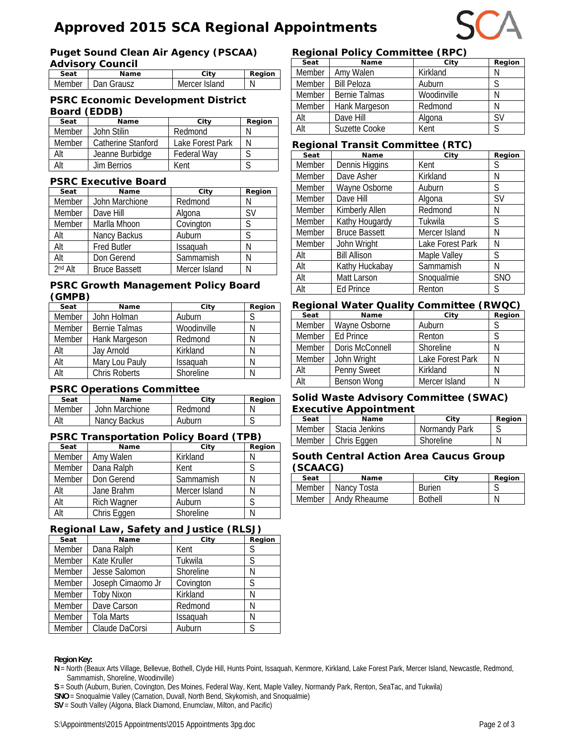# Approved 2015 SCA Regional Appointments

## Puget Sound Clean Air Agency (PSCAA) Advisory Council

| Seat | Name | City | Region |
|---|---|---|---|
| Member | Dan Grausz | Mercer Island | N |

## PSRC Economic Development District Board (EDDB)

| Seat | Name | City | Region |
|---|---|---|---|
| Member | John Stilin | Redmond | N |
| Member | Catherine Stanford | Lake Forest Park | N |
| Alt | Jeanne Burbidge | Federal Way | S |
| Alt | Jim Berrios | Kent | S |

## PSRC Executive Board

| Seat | Name | City | Region |
|---|---|---|---|
| Member | John Marchione | Redmond | N |
| Member | Dave Hill | Algona | SV |
| Member | Marlla Mhoon | Covington | S |
| Alt | Nancy Backus | Auburn | S |
| Alt | Fred Butler | Issaquah | N |
| Alt | Don Gerend | Sammamish | N |
| 2nd Alt | Bruce Bassett | Mercer Island | N |

## PSRC Growth Management Policy Board (GMPB)

| Seat | Name | City | Region |
|---|---|---|---|
| Member | John Holman | Auburn | S |
| Member | Bernie Talmas | Woodinville | N |
| Member | Hank Margeson | Redmond | N |
| Alt | Jay Arnold | Kirkland | N |
| Alt | Mary Lou Pauly | Issaquah | N |
| Alt | Chris Roberts | Shoreline | N |

## PSRC Operations Committee

| Seat | Name | City | Region |
|---|---|---|---|
| Member | John Marchione | Redmond | N |
| Alt | Nancy Backus | Auburn | S |

## PSRC Transportation Policy Board (TPB)

| Seat | Name | City | Region |
|---|---|---|---|
| Member | Amy Walen | Kirkland | N |
| Member | Dana Ralph | Kent | S |
| Member | Don Gerend | Sammamish | N |
| Alt | Jane Brahm | Mercer Island | N |
| Alt | Rich Wagner | Auburn | S |
| Alt | Chris Eggen | Shoreline | N |

## Regional Law, Safety and Justice (RLSJ)

| Seat | Name | City | Region |
|---|---|---|---|
| Member | Dana Ralph | Kent | S |
| Member | Kate Kruller | Tukwila | S |
| Member | Jesse Salomon | Shoreline | N |
| Member | Joseph Cimaomo Jr | Covington | S |
| Member | Toby Nixon | Kirkland | N |
| Member | Dave Carson | Redmond | N |
| Member | Tola Marts | Issaquah | N |
| Member | Claude DaCorsi | Auburn | S |

## Regional Policy Committee (RPC)

| Seat | Name | City | Region |
|---|---|---|---|
| Member | Amy Walen | Kirkland | N |
| Member | Bill Peloza | Auburn | S |
| Member | Bernie Talmas | Woodinville | N |
| Member | Hank Margeson | Redmond | N |
| Alt | Dave Hill | Algona | SV |
| Alt | Suzette Cooke | Kent | S |

## Regional Transit Committee (RTC)

| Seat | Name | City | Region |
|---|---|---|---|
| Member | Dennis Higgins | Kent | S |
| Member | Dave Asher | Kirkland | N |
| Member | Wayne Osborne | Auburn | S |
| Member | Dave Hill | Algona | SV |
| Member | Kimberly Allen | Redmond | N |
| Member | Kathy Hougardy | Tukwila | S |
| Member | Bruce Bassett | Mercer Island | N |
| Member | John Wright | Lake Forest Park | N |
| Alt | Bill Allison | Maple Valley | S |
| Alt | Kathy Huckabay | Sammamish | N |
| Alt | Matt Larson | Snoqualmie | SNO |
| Alt | Ed Prince | Renton | S |

## Regional Water Quality Committee (RWQC)

| Seat | Name | City | Region |
|---|---|---|---|
| Member | Wayne Osborne | Auburn | S |
| Member | Ed Prince | Renton | S |
| Member | Doris McConnell | Shoreline | N |
| Member | John Wright | Lake Forest Park | N |
| Alt | Penny Sweet | Kirkland | N |
| Alt | Benson Wong | Mercer Island | N |

## Solid Waste Advisory Committee (SWAC) Executive Appointment

| Seat | Name | City | Region |
|---|---|---|---|
| Member | Stacia Jenkins | Normandy Park | S |
| Member | Chris Eggen | Shoreline | N |

## South Central Action Area Caucus Group (SCAACG)

| Seat | Name | City | Region |
|---|---|---|---|
| Member | Nancy Tosta | Burien | S |
| Member | Andy Rheaume | Bothell | N |

**Region Key:**

**N** = North (Beaux Arts Village, Bellevue, Bothell, Clyde Hill, Hunts Point, Issaquah, Kenmore, Kirkland, Lake Forest Park, Mercer Island, Newcastle, Redmond, Sammamish, Shoreline, Woodinville)

**S** = South (Auburn, Burien, Covington, Des Moines, Federal Way, Kent, Maple Valley, Normandy Park, Renton, SeaTac, and Tukwila)

**SNO** = Snoqualmie Valley (Carnation, Duvall, North Bend, Skykomish, and Snoqualmie)

**SV** = South Valley (Algona, Black Diamond, Enumclaw, Milton, and Pacific)

S:\Appointments\2015 Appointments\2015 Appointments 3pg.doc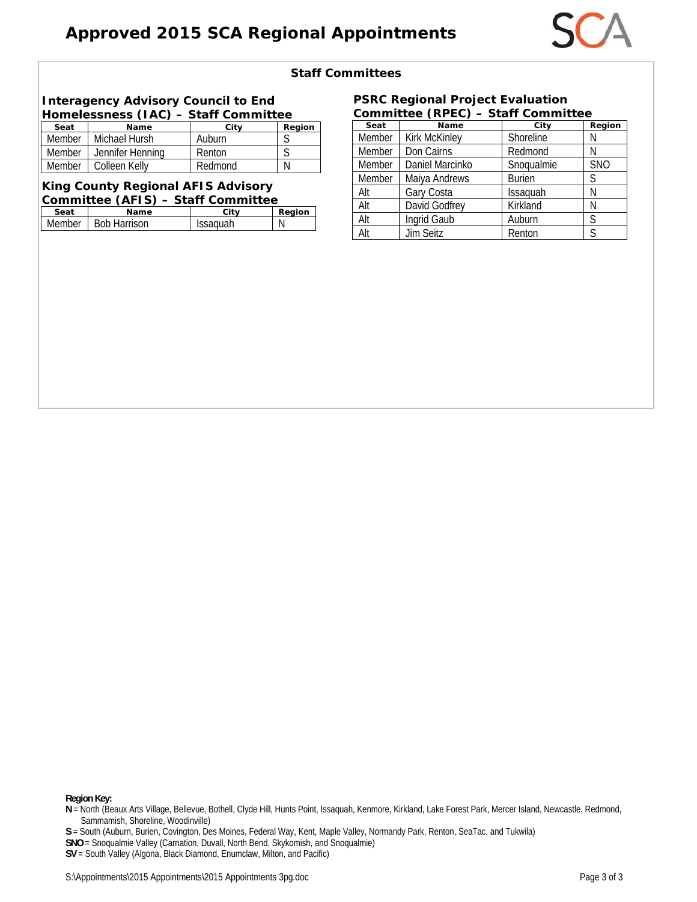# Approved 2015 SCA Regional Appointments

## Staff Committees

### Interagency Advisory Council to End Homelessness (IAC) – Staff Committee

| Seat | Name | City | Region |
|---|---|---|---|
| Member | Michael Hursh | Auburn | S |
| Member | Jennifer Henning | Renton | S |
| Member | Colleen Kelly | Redmond | N |

### King County Regional AFIS Advisory Committee (AFIS) – Staff Committee

| Seat | Name | City | Region |
|---|---|---|---|
| Member | Bob Harrison | Issaquah | N |

### PSRC Regional Project Evaluation Committee (RPEC) – Staff Committee

| Seat | Name | City | Region |
|---|---|---|---|
| Member | Kirk McKinley | Shoreline | N |
| Member | Don Cairns | Redmond | N |
| Member | Daniel Marcinko | Snoqualmie | SNO |
| Member | Maiya Andrews | Burien | S |
| Alt | Gary Costa | Issaquah | N |
| Alt | David Godfrey | Kirkland | N |
| Alt | Ingrid Gaub | Auburn | S |
| Alt | Jim Seitz | Renton | S |

**Region Key:**

**N** = North (Beaux Arts Village, Bellevue, Bothell, Clyde Hill, Hunts Point, Issaquah, Kenmore, Kirkland, Lake Forest Park, Mercer Island, Newcastle, Redmond, Sammamish, Shoreline, Woodinville)

**S** = South (Auburn, Burien, Covington, Des Moines, Federal Way, Kent, Maple Valley, Normandy Park, Renton, SeaTac, and Tukwila)

**SNO** = Snoqualmie Valley (Carnation, Duvall, North Bend, Skykomish, and Snoqualmie)

**SV** = South Valley (Algona, Black Diamond, Enumclaw, Milton, and Pacific)

S:\Appointments\2015 Appointments\2015 Appointments 3pg.doc